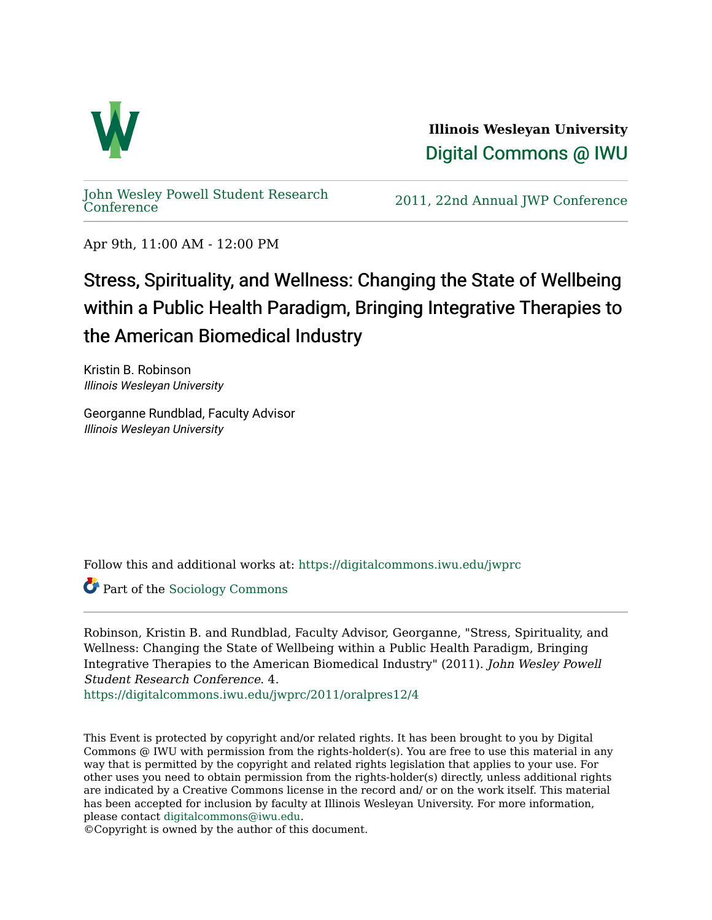**Illinois Wesleyan University**

Digital Commons @ IWU

John Wesley Powell Student Research Conference

2011, 22nd Annual JWP Conference

Apr 9th, 11:00 AM - 12:00 PM

# Stress, Spirituality, and Wellness: Changing the State of Wellbeing within a Public Health Paradigm, Bringing Integrative Therapies to the American Biomedical Industry

Kristin B. Robinson
*Illinois Wesleyan University*

Georganne Rundblad, Faculty Advisor
*Illinois Wesleyan University*

Follow this and additional works at: https://digitalcommons.iwu.edu/jwprc

Part of the Sociology Commons

Robinson, Kristin B. and Rundblad, Faculty Advisor, Georganne, "Stress, Spirituality, and Wellness: Changing the State of Wellbeing within a Public Health Paradigm, Bringing Integrative Therapies to the American Biomedical Industry" (2011). *John Wesley Powell Student Research Conference*. 4.
https://digitalcommons.iwu.edu/jwprc/2011/oralpres12/4

This Event is protected by copyright and/or related rights. It has been brought to you by Digital Commons @ IWU with permission from the rights-holder(s). You are free to use this material in any way that is permitted by the copyright and related rights legislation that applies to your use. For other uses you need to obtain permission from the rights-holder(s) directly, unless additional rights are indicated by a Creative Commons license in the record and/ or on the work itself. This material has been accepted for inclusion by faculty at Illinois Wesleyan University. For more information, please contact digitalcommons@iwu.edu.
©Copyright is owned by the author of this document.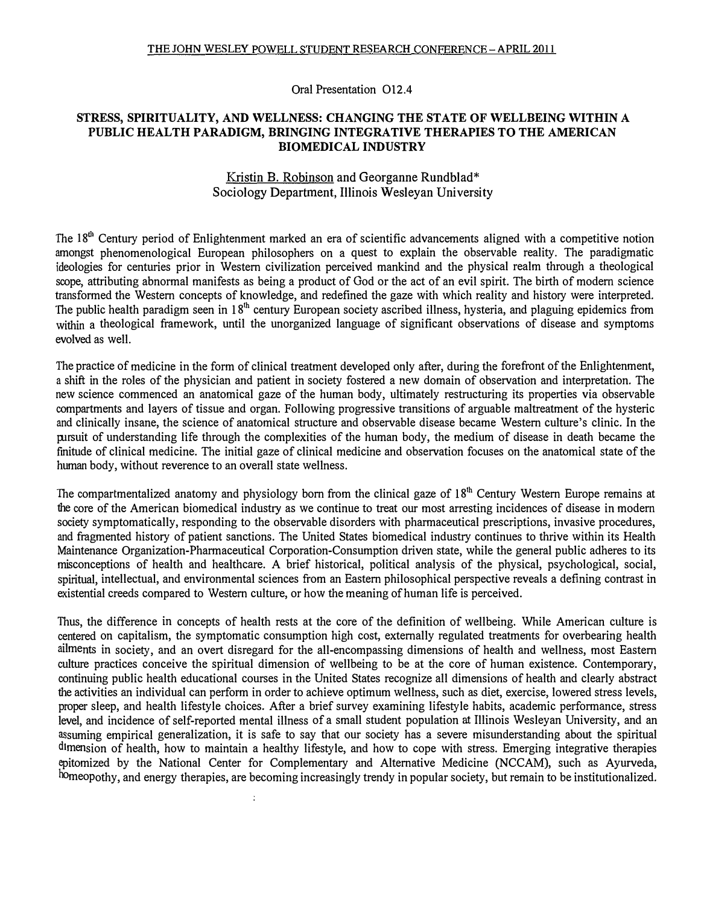Oral Presentation O12.4

## STRESS, SPIRITUALITY, AND WELLNESS: CHANGING THE STATE OF WELLBEING WITHIN A PUBLIC HEALTH PARADIGM, BRINGING INTEGRATIVE THERAPIES TO THE AMERICAN BIOMEDICAL INDUSTRY

Kristin B. Robinson and Georganne Rundblad*
Sociology Department, Illinois Wesleyan University

The 18th Century period of Enlightenment marked an era of scientific advancements aligned with a competitive notion amongst phenomenological European philosophers on a quest to explain the observable reality. The paradigmatic ideologies for centuries prior in Western civilization perceived mankind and the physical realm through a theological scope, attributing abnormal manifests as being a product of God or the act of an evil spirit. The birth of modern science transformed the Western concepts of knowledge, and redefined the gaze with which reality and history were interpreted. The public health paradigm seen in 18th century European society ascribed illness, hysteria, and plaguing epidemics from within a theological framework, until the unorganized language of significant observations of disease and symptoms evolved as well.

The practice of medicine in the form of clinical treatment developed only after, during the forefront of the Enlightenment, a shift in the roles of the physician and patient in society fostered a new domain of observation and interpretation. The new science commenced an anatomical gaze of the human body, ultimately restructuring its properties via observable compartments and layers of tissue and organ. Following progressive transitions of arguable maltreatment of the hysteric and clinically insane, the science of anatomical structure and observable disease became Western culture's clinic. In the pursuit of understanding life through the complexities of the human body, the medium of disease in death became the finitude of clinical medicine. The initial gaze of clinical medicine and observation focuses on the anatomical state of the human body, without reverence to an overall state wellness.

The compartmentalized anatomy and physiology born from the clinical gaze of 18th Century Western Europe remains at the core of the American biomedical industry as we continue to treat our most arresting incidences of disease in modern society symptomatically, responding to the observable disorders with pharmaceutical prescriptions, invasive procedures, and fragmented history of patient sanctions. The United States biomedical industry continues to thrive within its Health Maintenance Organization-Pharmaceutical Corporation-Consumption driven state, while the general public adheres to its misconceptions of health and healthcare. A brief historical, political analysis of the physical, psychological, social, spiritual, intellectual, and environmental sciences from an Eastern philosophical perspective reveals a defining contrast in existential creeds compared to Western culture, or how the meaning of human life is perceived.

Thus, the difference in concepts of health rests at the core of the definition of wellbeing. While American culture is centered on capitalism, the symptomatic consumption high cost, externally regulated treatments for overbearing health ailments in society, and an overt disregard for the all-encompassing dimensions of health and wellness, most Eastern culture practices conceive the spiritual dimension of wellbeing to be at the core of human existence. Contemporary, continuing public health educational courses in the United States recognize all dimensions of health and clearly abstract the activities an individual can perform in order to achieve optimum wellness, such as diet, exercise, lowered stress levels, proper sleep, and health lifestyle choices. After a brief survey examining lifestyle habits, academic performance, stress level, and incidence of self-reported mental illness of a small student population at Illinois Wesleyan University, and an assuming empirical generalization, it is safe to say that our society has a severe misunderstanding about the spiritual dimension of health, how to maintain a healthy lifestyle, and how to cope with stress. Emerging integrative therapies epitomized by the National Center for Complementary and Alternative Medicine (NCCAM), such as Ayurveda, homeopothy, and energy therapies, are becoming increasingly trendy in popular society, but remain to be institutionalized.